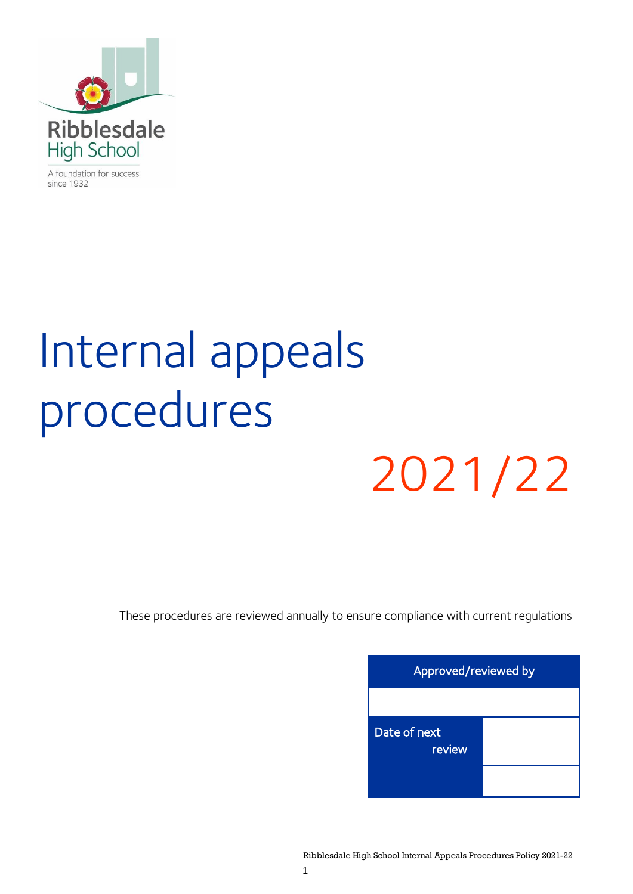Ribblesdale High School

A foundation for success since 1932

# Internal appeals procedures

# 2021/22

These procedures are reviewed annually to ensure compliance with current regulations

| Approved/reviewed by | |
|---|---|
| | |
| Date of next review | |
| | |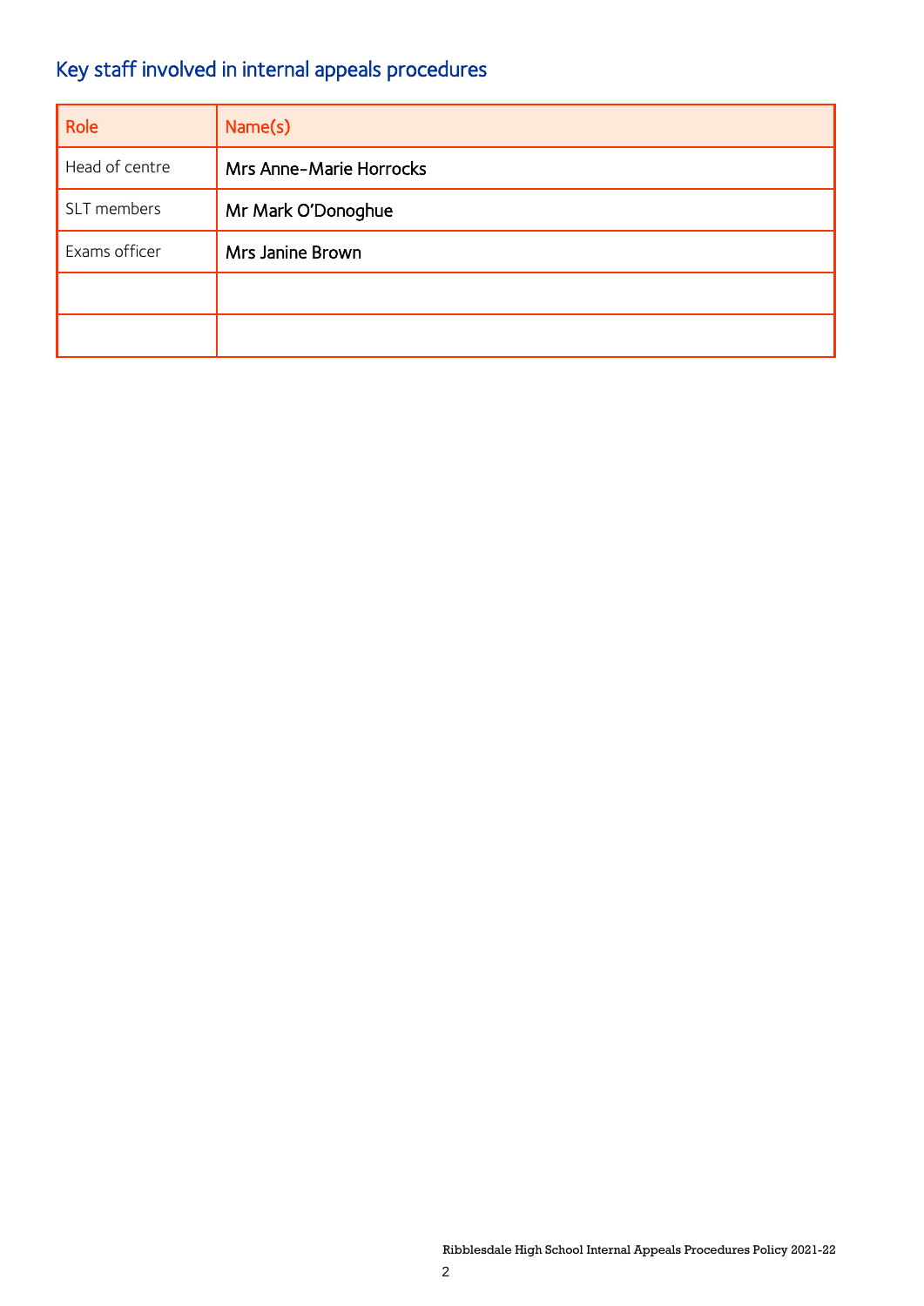## Key staff involved in internal appeals procedures

| Role | Name(s) |
| --- | --- |
| Head of centre | **Mrs Anne-Marie Horrocks** |
| SLT members | **Mr Mark O'Donoghue** |
| Exams officer | **Mrs Janine Brown** |
| | |
| | |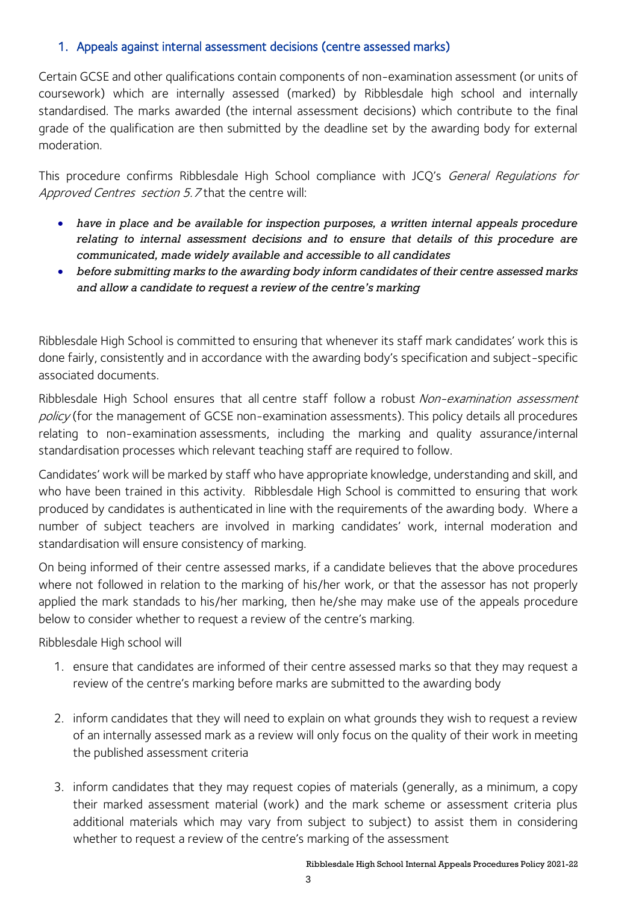## 1. Appeals against internal assessment decisions (centre assessed marks)

Certain GCSE and other qualifications contain components of non-examination assessment (or units of coursework) which are internally assessed (marked) by Ribblesdale high school and internally standardised. The marks awarded (the internal assessment decisions) which contribute to the final grade of the qualification are then submitted by the deadline set by the awarding body for external moderation.

This procedure confirms Ribblesdale High School compliance with JCQ's *General Regulations for Approved Centres section 5.7* that the centre will:

- *have in place and be available for inspection purposes, a written internal appeals procedure relating to internal assessment decisions and to ensure that details of this procedure are communicated, made widely available and accessible to all candidates*
- *before submitting marks to the awarding body inform candidates of their centre assessed marks and allow a candidate to request a review of the centre's marking*

Ribblesdale High School is committed to ensuring that whenever its staff mark candidates' work this is done fairly, consistently and in accordance with the awarding body's specification and subject-specific associated documents.

Ribblesdale High School ensures that all centre staff follow a robust *Non-examination assessment policy* (for the management of GCSE non-examination assessments). This policy details all procedures relating to non-examination assessments, including the marking and quality assurance/internal standardisation processes which relevant teaching staff are required to follow.

Candidates' work will be marked by staff who have appropriate knowledge, understanding and skill, and who have been trained in this activity. Ribblesdale High School is committed to ensuring that work produced by candidates is authenticated in line with the requirements of the awarding body. Where a number of subject teachers are involved in marking candidates' work, internal moderation and standardisation will ensure consistency of marking.

On being informed of their centre assessed marks, if a candidate believes that the above procedures where not followed in relation to the marking of his/her work, or that the assessor has not properly applied the mark standads to his/her marking, then he/she may make use of the appeals procedure below to consider whether to request a review of the centre's marking.

Ribblesdale High school will

1. ensure that candidates are informed of their centre assessed marks so that they may request a review of the centre's marking before marks are submitted to the awarding body
2. inform candidates that they will need to explain on what grounds they wish to request a review of an internally assessed mark as a review will only focus on the quality of their work in meeting the published assessment criteria
3. inform candidates that they may request copies of materials (generally, as a minimum, a copy their marked assessment material (work) and the mark scheme or assessment criteria plus additional materials which may vary from subject to subject) to assist them in considering whether to request a review of the centre's marking of the assessment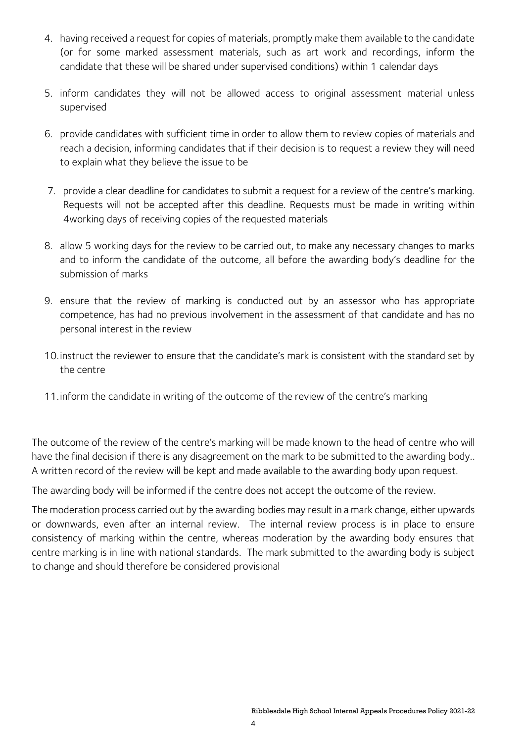4. having received a request for copies of materials, promptly make them available to the candidate (or for some marked assessment materials, such as art work and recordings, inform the candidate that these will be shared under supervised conditions) within 1 calendar days

5. inform candidates they will not be allowed access to original assessment material unless supervised

6. provide candidates with sufficient time in order to allow them to review copies of materials and reach a decision, informing candidates that if their decision is to request a review they will need to explain what they believe the issue to be

7. provide a clear deadline for candidates to submit a request for a review of the centre's marking. Requests will not be accepted after this deadline. Requests must be made in writing within 4working days of receiving copies of the requested materials

8. allow 5 working days for the review to be carried out, to make any necessary changes to marks and to inform the candidate of the outcome, all before the awarding body's deadline for the submission of marks

9. ensure that the review of marking is conducted out by an assessor who has appropriate competence, has had no previous involvement in the assessment of that candidate and has no personal interest in the review

10. instruct the reviewer to ensure that the candidate's mark is consistent with the standard set by the centre

11. inform the candidate in writing of the outcome of the review of the centre's marking

The outcome of the review of the centre's marking will be made known to the head of centre who will have the final decision if there is any disagreement on the mark to be submitted to the awarding body.. A written record of the review will be kept and made available to the awarding body upon request.

The awarding body will be informed if the centre does not accept the outcome of the review.

The moderation process carried out by the awarding bodies may result in a mark change, either upwards or downwards, even after an internal review. The internal review process is in place to ensure consistency of marking within the centre, whereas moderation by the awarding body ensures that centre marking is in line with national standards. The mark submitted to the awarding body is subject to change and should therefore be considered provisional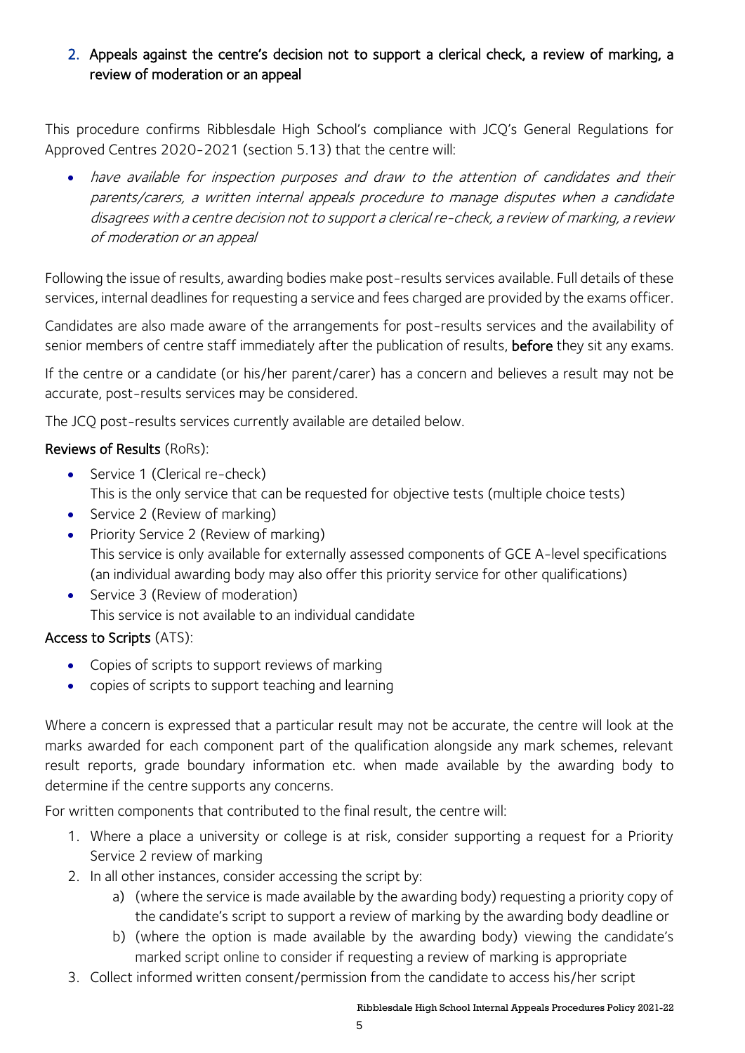## 2. Appeals against the centre's decision not to support a clerical check, a review of marking, a review of moderation or an appeal

This procedure confirms Ribblesdale High School's compliance with JCQ's General Regulations for Approved Centres 2020-2021 (section 5.13) that the centre will:

- *have available for inspection purposes and draw to the attention of candidates and their parents/carers, a written internal appeals procedure to manage disputes when a candidate disagrees with a centre decision not to support a clerical re-check, a review of marking, a review of moderation or an appeal*

Following the issue of results, awarding bodies make post-results services available. Full details of these services, internal deadlines for requesting a service and fees charged are provided by the exams officer.

Candidates are also made aware of the arrangements for post-results services and the availability of senior members of centre staff immediately after the publication of results, **before** they sit any exams.

If the centre or a candidate (or his/her parent/carer) has a concern and believes a result may not be accurate, post-results services may be considered.

The JCQ post-results services currently available are detailed below.

**Reviews of Results** (RoRs):

- Service 1 (Clerical re-check)
  This is the only service that can be requested for objective tests (multiple choice tests)
- Service 2 (Review of marking)
- Priority Service 2 (Review of marking)
  This service is only available for externally assessed components of GCE A-level specifications (an individual awarding body may also offer this priority service for other qualifications)
- Service 3 (Review of moderation)
  This service is not available to an individual candidate

**Access to Scripts** (ATS):

- Copies of scripts to support reviews of marking
- copies of scripts to support teaching and learning

Where a concern is expressed that a particular result may not be accurate, the centre will look at the marks awarded for each component part of the qualification alongside any mark schemes, relevant result reports, grade boundary information etc. when made available by the awarding body to determine if the centre supports any concerns.

For written components that contributed to the final result, the centre will:

1. Where a place a university or college is at risk, consider supporting a request for a Priority Service 2 review of marking
2. In all other instances, consider accessing the script by:
   a) (where the service is made available by the awarding body) requesting a priority copy of the candidate's script to support a review of marking by the awarding body deadline or
   b) (where the option is made available by the awarding body) viewing the candidate's marked script online to consider if requesting a review of marking is appropriate
3. Collect informed written consent/permission from the candidate to access his/her script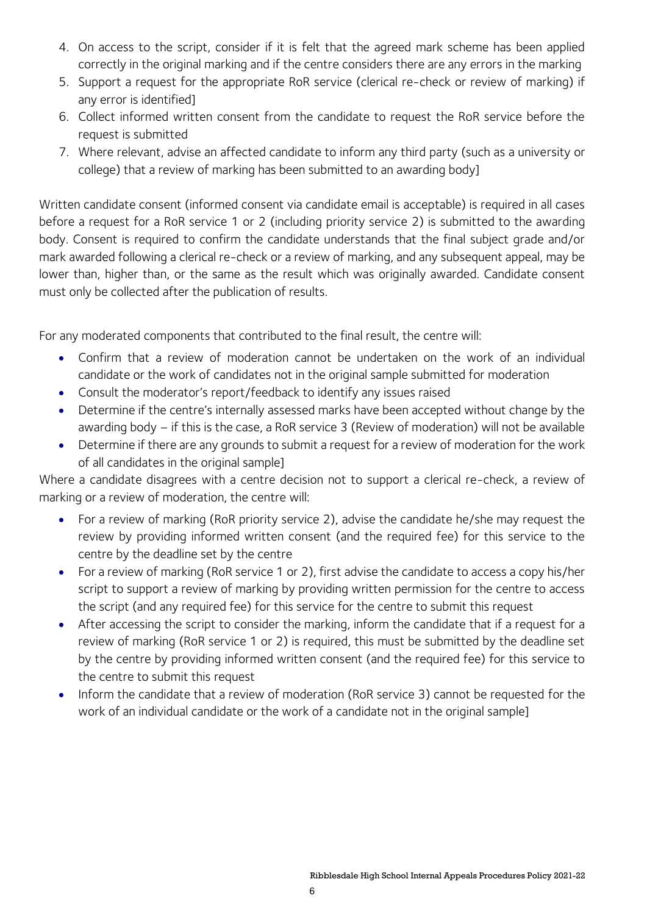4. On access to the script, consider if it is felt that the agreed mark scheme has been applied correctly in the original marking and if the centre considers there are any errors in the marking
5. Support a request for the appropriate RoR service (clerical re-check or review of marking) if any error is identified]
6. Collect informed written consent from the candidate to request the RoR service before the request is submitted
7. Where relevant, advise an affected candidate to inform any third party (such as a university or college) that a review of marking has been submitted to an awarding body]

Written candidate consent (informed consent via candidate email is acceptable) is required in all cases before a request for a RoR service 1 or 2 (including priority service 2) is submitted to the awarding body. Consent is required to confirm the candidate understands that the final subject grade and/or mark awarded following a clerical re-check or a review of marking, and any subsequent appeal, may be lower than, higher than, or the same as the result which was originally awarded. Candidate consent must only be collected after the publication of results.

For any moderated components that contributed to the final result, the centre will:

- Confirm that a review of moderation cannot be undertaken on the work of an individual candidate or the work of candidates not in the original sample submitted for moderation
- Consult the moderator's report/feedback to identify any issues raised
- Determine if the centre's internally assessed marks have been accepted without change by the awarding body – if this is the case, a RoR service 3 (Review of moderation) will not be available
- Determine if there are any grounds to submit a request for a review of moderation for the work of all candidates in the original sample]

Where a candidate disagrees with a centre decision not to support a clerical re-check, a review of marking or a review of moderation, the centre will:

- For a review of marking (RoR priority service 2), advise the candidate he/she may request the review by providing informed written consent (and the required fee) for this service to the centre by the deadline set by the centre
- For a review of marking (RoR service 1 or 2), first advise the candidate to access a copy his/her script to support a review of marking by providing written permission for the centre to access the script (and any required fee) for this service for the centre to submit this request
- After accessing the script to consider the marking, inform the candidate that if a request for a review of marking (RoR service 1 or 2) is required, this must be submitted by the deadline set by the centre by providing informed written consent (and the required fee) for this service to the centre to submit this request
- Inform the candidate that a review of moderation (RoR service 3) cannot be requested for the work of an individual candidate or the work of a candidate not in the original sample]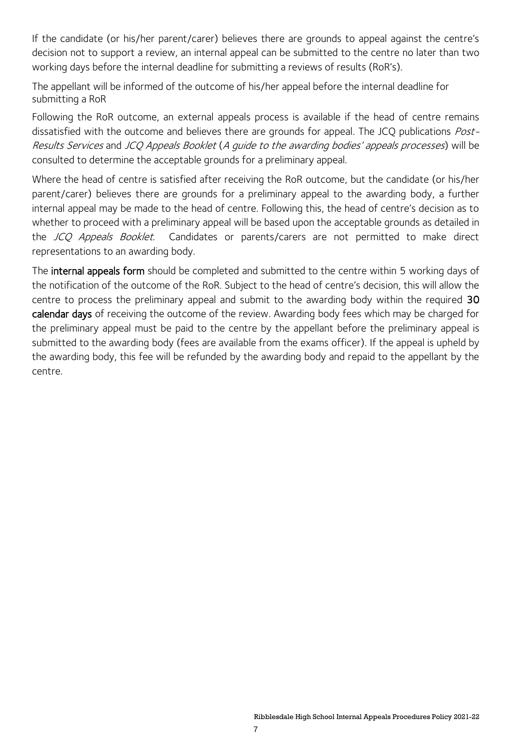If the candidate (or his/her parent/carer) believes there are grounds to appeal against the centre's decision not to support a review, an internal appeal can be submitted to the centre no later than two working days before the internal deadline for submitting a reviews of results (RoR's).

The appellant will be informed of the outcome of his/her appeal before the internal deadline for submitting a RoR

Following the RoR outcome, an external appeals process is available if the head of centre remains dissatisfied with the outcome and believes there are grounds for appeal. The JCQ publications *Post-Results Services* and *JCQ Appeals Booklet* (*A guide to the awarding bodies' appeals processes*) will be consulted to determine the acceptable grounds for a preliminary appeal.

Where the head of centre is satisfied after receiving the RoR outcome, but the candidate (or his/her parent/carer) believes there are grounds for a preliminary appeal to the awarding body, a further internal appeal may be made to the head of centre. Following this, the head of centre's decision as to whether to proceed with a preliminary appeal will be based upon the acceptable grounds as detailed in the *JCQ Appeals Booklet*. Candidates or parents/carers are not permitted to make direct representations to an awarding body.

The **internal appeals form** should be completed and submitted to the centre within 5 working days of the notification of the outcome of the RoR. Subject to the head of centre's decision, this will allow the centre to process the preliminary appeal and submit to the awarding body within the required **30 calendar days** of receiving the outcome of the review. Awarding body fees which may be charged for the preliminary appeal must be paid to the centre by the appellant before the preliminary appeal is submitted to the awarding body (fees are available from the exams officer). If the appeal is upheld by the awarding body, this fee will be refunded by the awarding body and repaid to the appellant by the centre.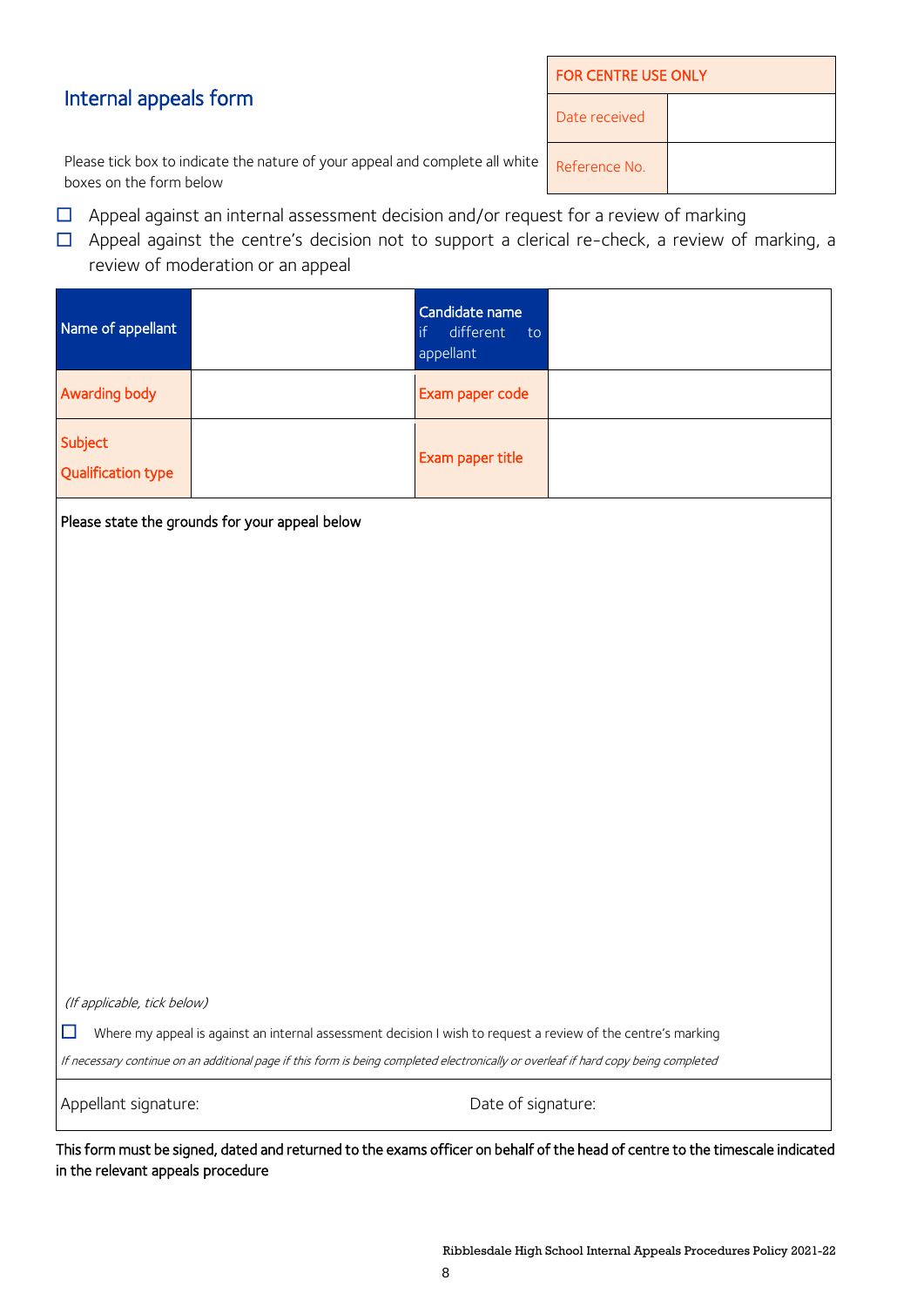## Internal appeals form

| FOR CENTRE USE ONLY | |
|---|---|
| Date received | |
| Reference No. | |

Please tick box to indicate the nature of your appeal and complete all white boxes on the form below

- ☐ Appeal against an internal assessment decision and/or request for a review of marking
- ☐ Appeal against the centre's decision not to support a clerical re-check, a review of marking, a review of moderation or an appeal

| Name of appellant | | Candidate name if different to appellant | |
|---|---|---|---|
| Awarding body | | Exam paper code | |
| Subject<br>Qualification type | | Exam paper title | |

Please state the grounds for your appeal below

*(If applicable, tick below)*

☐ Where my appeal is against an internal assessment decision I wish to request a review of the centre's marking

*If necessary continue on an additional page if this form is being completed electronically or overleaf if hard copy being completed*

| Appellant signature: | Date of signature: |
|---|---|

This form must be signed, dated and returned to the exams officer on behalf of the head of centre to the timescale indicated in the relevant appeals procedure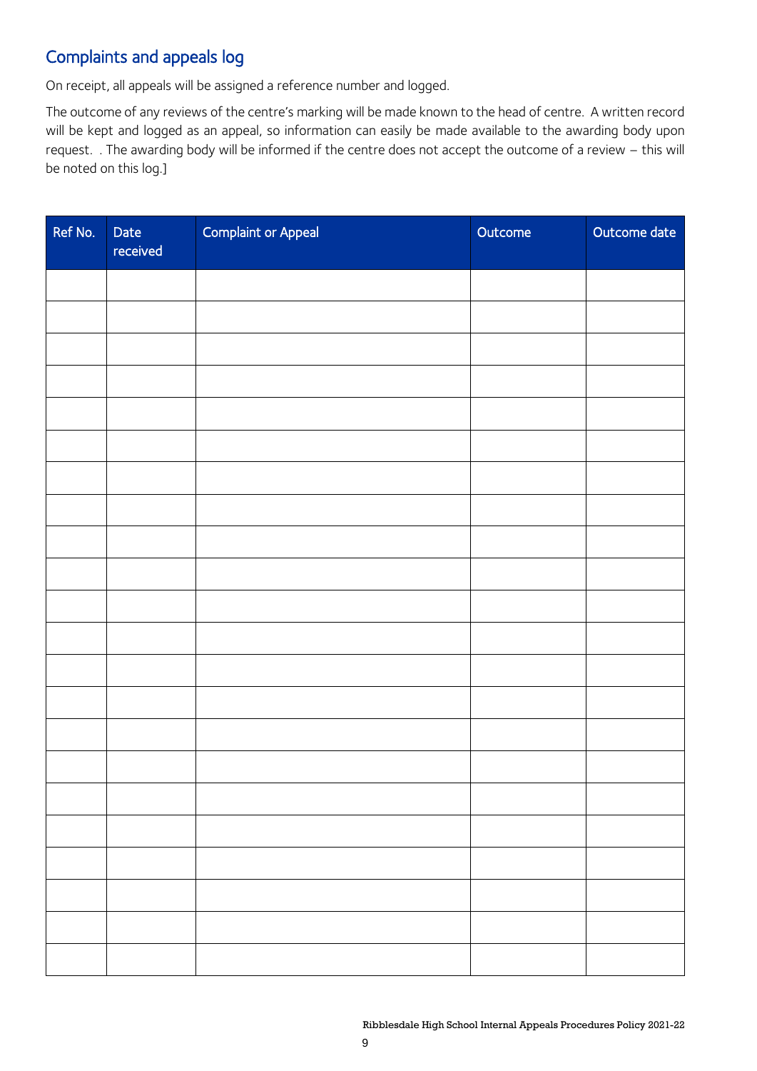## Complaints and appeals log

On receipt, all appeals will be assigned a reference number and logged.

The outcome of any reviews of the centre's marking will be made known to the head of centre. A written record will be kept and logged as an appeal, so information can easily be made available to the awarding body upon request. . The awarding body will be informed if the centre does not accept the outcome of a review – this will be noted on this log.]

| Ref No. | Date received | Complaint or Appeal | Outcome | Outcome date |
|---|---|---|---|---|
| | | | | |
| | | | | |
| | | | | |
| | | | | |
| | | | | |
| | | | | |
| | | | | |
| | | | | |
| | | | | |
| | | | | |
| | | | | |
| | | | | |
| | | | | |
| | | | | |
| | | | | |
| | | | | |
| | | | | |
| | | | | |
| | | | | |
| | | | | |
| | | | | |
| | | | | |